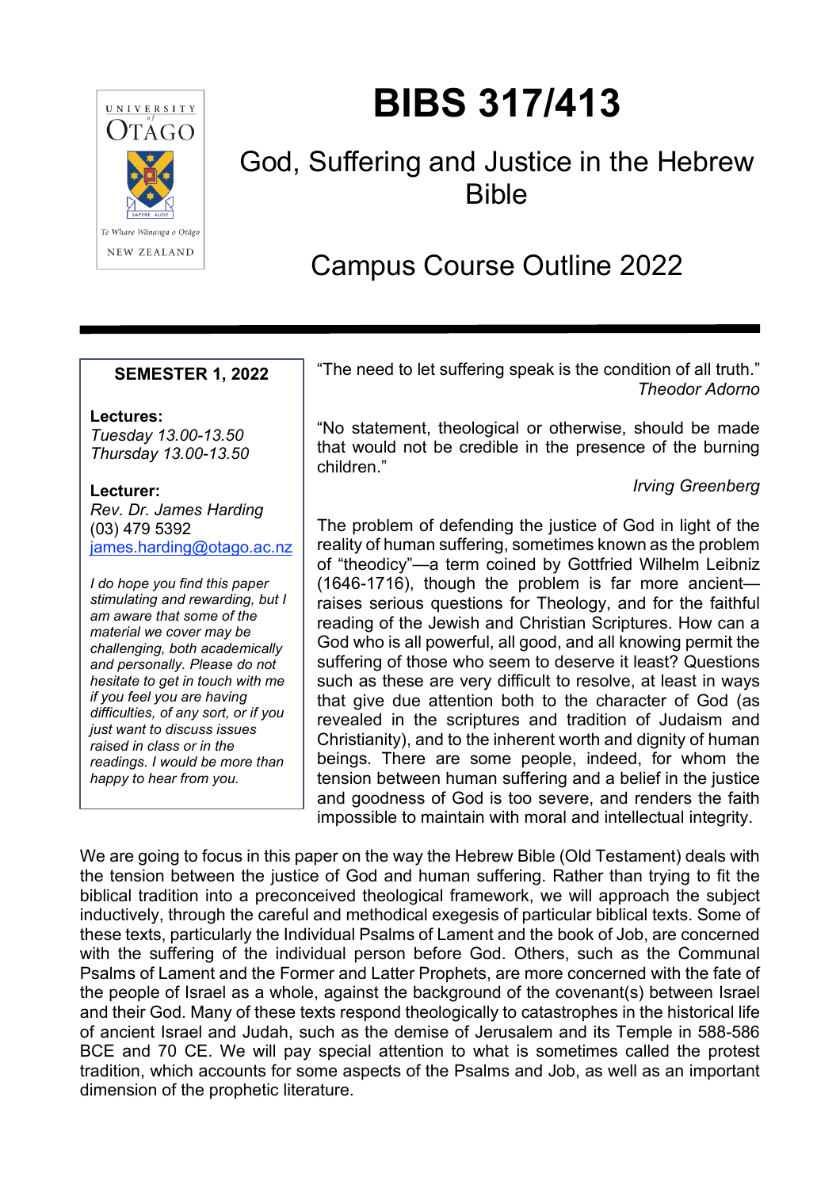# BIBS 317/413

## God, Suffering and Justice in the Hebrew Bible

## Campus Course Outline 2022

**SEMESTER 1, 2022**

**Lectures:**
*Tuesday 13.00-13.50*
*Thursday 13.00-13.50*

**Lecturer:**
*Rev. Dr. James Harding*
(03) 479 5392
james.harding@otago.ac.nz

*I do hope you find this paper stimulating and rewarding, but I am aware that some of the material we cover may be challenging, both academically and personally. Please do not hesitate to get in touch with me if you feel you are having difficulties, of any sort, or if you just want to discuss issues raised in class or in the readings. I would be more than happy to hear from you.*

"The need to let suffering speak is the condition of all truth."

*Theodor Adorno*

"No statement, theological or otherwise, should be made that would not be credible in the presence of the burning children."

*Irving Greenberg*

The problem of defending the justice of God in light of the reality of human suffering, sometimes known as the problem of "theodicy"—a term coined by Gottfried Wilhelm Leibniz (1646-1716), though the problem is far more ancient—raises serious questions for Theology, and for the faithful reading of the Jewish and Christian Scriptures. How can a God who is all powerful, all good, and all knowing permit the suffering of those who seem to deserve it least? Questions such as these are very difficult to resolve, at least in ways that give due attention both to the character of God (as revealed in the scriptures and tradition of Judaism and Christianity), and to the inherent worth and dignity of human beings. There are some people, indeed, for whom the tension between human suffering and a belief in the justice and goodness of God is too severe, and renders the faith impossible to maintain with moral and intellectual integrity.

We are going to focus in this paper on the way the Hebrew Bible (Old Testament) deals with the tension between the justice of God and human suffering. Rather than trying to fit the biblical tradition into a preconceived theological framework, we will approach the subject inductively, through the careful and methodical exegesis of particular biblical texts. Some of these texts, particularly the Individual Psalms of Lament and the book of Job, are concerned with the suffering of the individual person before God. Others, such as the Communal Psalms of Lament and the Former and Latter Prophets, are more concerned with the fate of the people of Israel as a whole, against the background of the covenant(s) between Israel and their God. Many of these texts respond theologically to catastrophes in the historical life of ancient Israel and Judah, such as the demise of Jerusalem and its Temple in 588-586 BCE and 70 CE. We will pay special attention to what is sometimes called the protest tradition, which accounts for some aspects of the Psalms and Job, as well as an important dimension of the prophetic literature.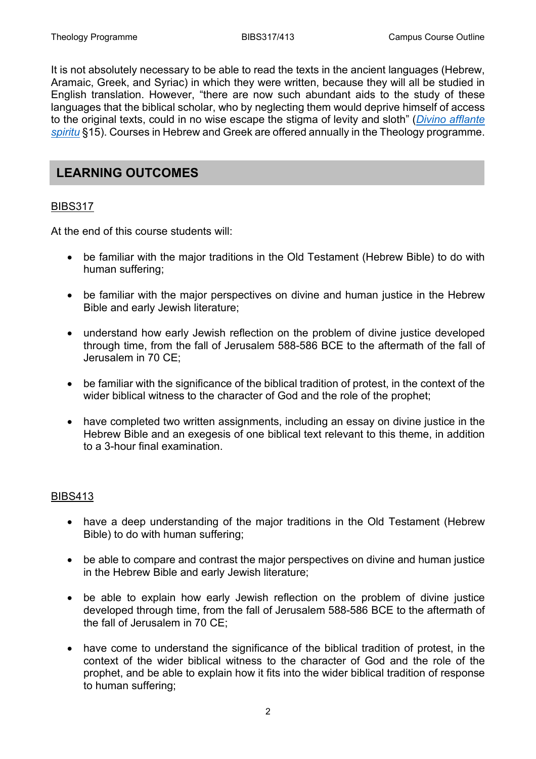It is not absolutely necessary to be able to read the texts in the ancient languages (Hebrew, Aramaic, Greek, and Syriac) in which they were written, because they will all be studied in English translation. However, "there are now such abundant aids to the study of these languages that the biblical scholar, who by neglecting them would deprive himself of access to the original texts, could in no wise escape the stigma of levity and sloth" (*Divino afflante spiritu* §15). Courses in Hebrew and Greek are offered annually in the Theology programme.

## LEARNING OUTCOMES

BIBS317

At the end of this course students will:

- be familiar with the major traditions in the Old Testament (Hebrew Bible) to do with human suffering;
- be familiar with the major perspectives on divine and human justice in the Hebrew Bible and early Jewish literature;
- understand how early Jewish reflection on the problem of divine justice developed through time, from the fall of Jerusalem 588-586 BCE to the aftermath of the fall of Jerusalem in 70 CE;
- be familiar with the significance of the biblical tradition of protest, in the context of the wider biblical witness to the character of God and the role of the prophet;
- have completed two written assignments, including an essay on divine justice in the Hebrew Bible and an exegesis of one biblical text relevant to this theme, in addition to a 3-hour final examination.

BIBS413

- have a deep understanding of the major traditions in the Old Testament (Hebrew Bible) to do with human suffering;
- be able to compare and contrast the major perspectives on divine and human justice in the Hebrew Bible and early Jewish literature;
- be able to explain how early Jewish reflection on the problem of divine justice developed through time, from the fall of Jerusalem 588-586 BCE to the aftermath of the fall of Jerusalem in 70 CE;
- have come to understand the significance of the biblical tradition of protest, in the context of the wider biblical witness to the character of God and the role of the prophet, and be able to explain how it fits into the wider biblical tradition of response to human suffering;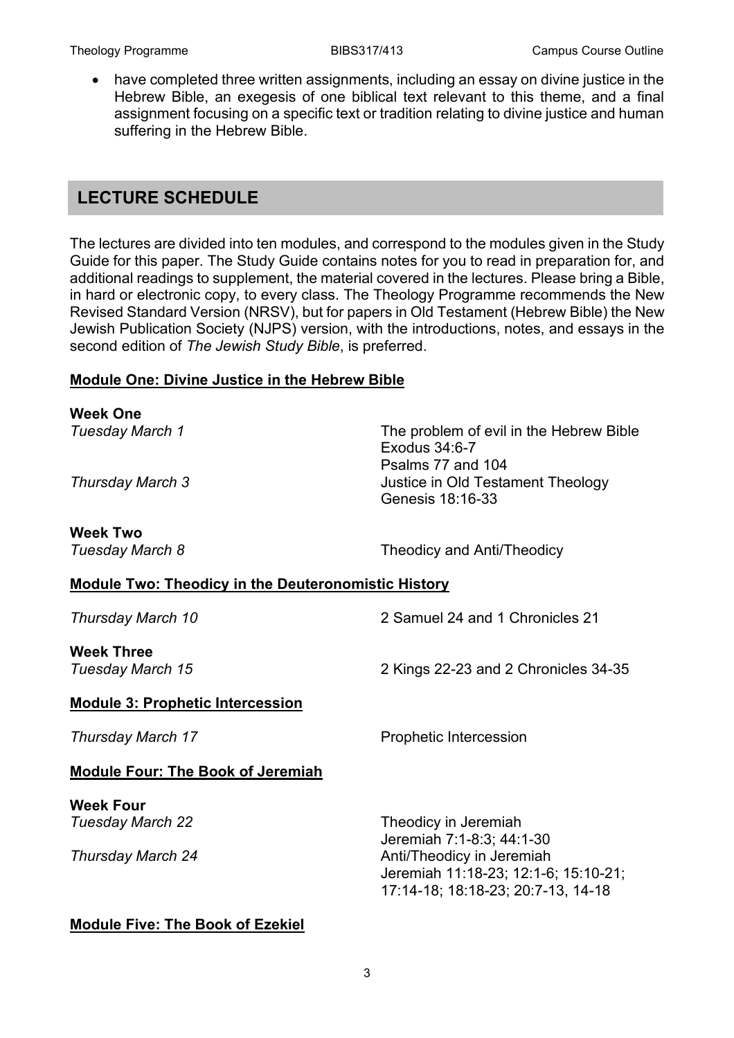- have completed three written assignments, including an essay on divine justice in the Hebrew Bible, an exegesis of one biblical text relevant to this theme, and a final assignment focusing on a specific text or tradition relating to divine justice and human suffering in the Hebrew Bible.

## LECTURE SCHEDULE

The lectures are divided into ten modules, and correspond to the modules given in the Study Guide for this paper. The Study Guide contains notes for you to read in preparation for, and additional readings to supplement, the material covered in the lectures. Please bring a Bible, in hard or electronic copy, to every class. The Theology Programme recommends the New Revised Standard Version (NRSV), but for papers in Old Testament (Hebrew Bible) the New Jewish Publication Society (NJPS) version, with the introductions, notes, and essays in the second edition of *The Jewish Study Bible*, is preferred.

**Module One: Divine Justice in the Hebrew Bible**

**Week One**

*Tuesday March 1* — The problem of evil in the Hebrew Bible
Exodus 34:6-7
Psalms 77 and 104

*Thursday March 3* — Justice in Old Testament Theology
Genesis 18:16-33

**Week Two**

*Tuesday March 8* — Theodicy and Anti/Theodicy

**Module Two: Theodicy in the Deuteronomistic History**

*Thursday March 10* — 2 Samuel 24 and 1 Chronicles 21

**Week Three**

*Tuesday March 15* — 2 Kings 22-23 and 2 Chronicles 34-35

**Module 3: Prophetic Intercession**

*Thursday March 17* — Prophetic Intercession

**Module Four: The Book of Jeremiah**

**Week Four**

*Tuesday March 22* — Theodicy in Jeremiah
Jeremiah 7:1-8:3; 44:1-30

*Thursday March 24* — Anti/Theodicy in Jeremiah
Jeremiah 11:18-23; 12:1-6; 15:10-21; 17:14-18; 18:18-23; 20:7-13, 14-18

**Module Five: The Book of Ezekiel**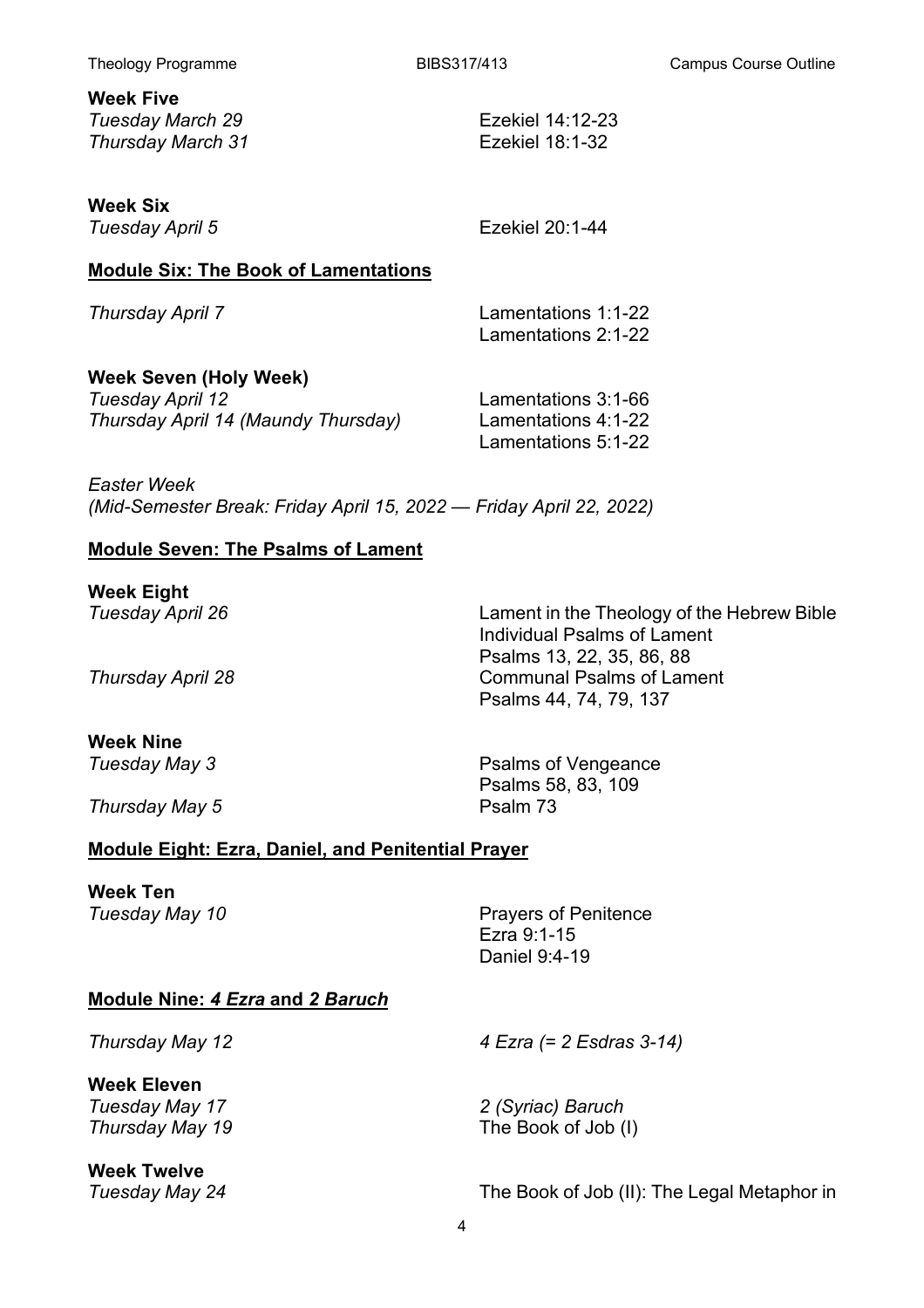**Week Five**

*Tuesday March 29* Ezekiel 14:12-23
*Thursday March 31* Ezekiel 18:1-32

**Week Six**

*Tuesday April 5* Ezekiel 20:1-44

**<u>Module Six: The Book of Lamentations</u>**

*Thursday April 7* Lamentations 1:1-22
Lamentations 2:1-22

**Week Seven (Holy Week)**

*Tuesday April 12* Lamentations 3:1-66
*Thursday April 14 (Maundy Thursday)* Lamentations 4:1-22
Lamentations 5:1-22

*Easter Week*
*(Mid-Semester Break: Friday April 15, 2022 — Friday April 22, 2022)*

**<u>Module Seven: The Psalms of Lament</u>**

**Week Eight**

*Tuesday April 26* Lament in the Theology of the Hebrew Bible
Individual Psalms of Lament
Psalms 13, 22, 35, 86, 88
*Thursday April 28* Communal Psalms of Lament
Psalms 44, 74, 79, 137

**Week Nine**

*Tuesday May 3* Psalms of Vengeance
Psalms 58, 83, 109
*Thursday May 5* Psalm 73

**<u>Module Eight: Ezra, Daniel, and Penitential Prayer</u>**

**Week Ten**

*Tuesday May 10* Prayers of Penitence
Ezra 9:1-15
Daniel 9:4-19

**<u>Module Nine: *4 Ezra* and *2 Baruch*</u>**

*Thursday May 12* *4 Ezra (= 2 Esdras 3-14)*

**Week Eleven**

*Tuesday May 17* *2 (Syriac) Baruch*
*Thursday May 19* The Book of Job (I)

**Week Twelve**

*Tuesday May 24* The Book of Job (II): The Legal Metaphor in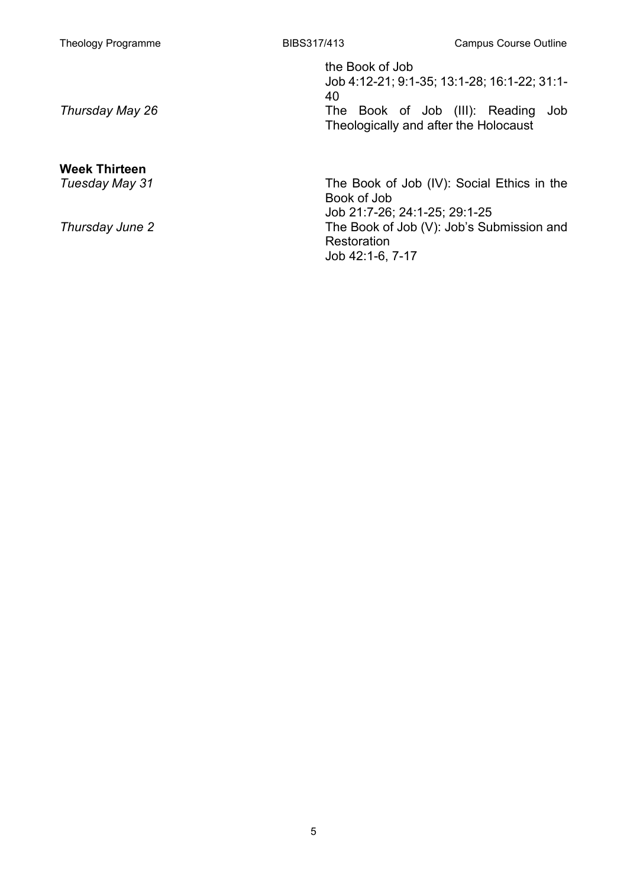| | |
|---|---|
| | the Book of Job |
| | Job 4:12-21; 9:1-35; 13:1-28; 16:1-22; 31:1-40 |
| *Thursday May 26* | The Book of Job (III): Reading Job Theologically and after the Holocaust |

**Week Thirteen**

| | |
|---|---|
| *Tuesday May 31* | The Book of Job (IV): Social Ethics in the Book of Job |
| | Job 21:7-26; 24:1-25; 29:1-25 |
| *Thursday June 2* | The Book of Job (V): Job's Submission and Restoration |
| | Job 42:1-6, 7-17 |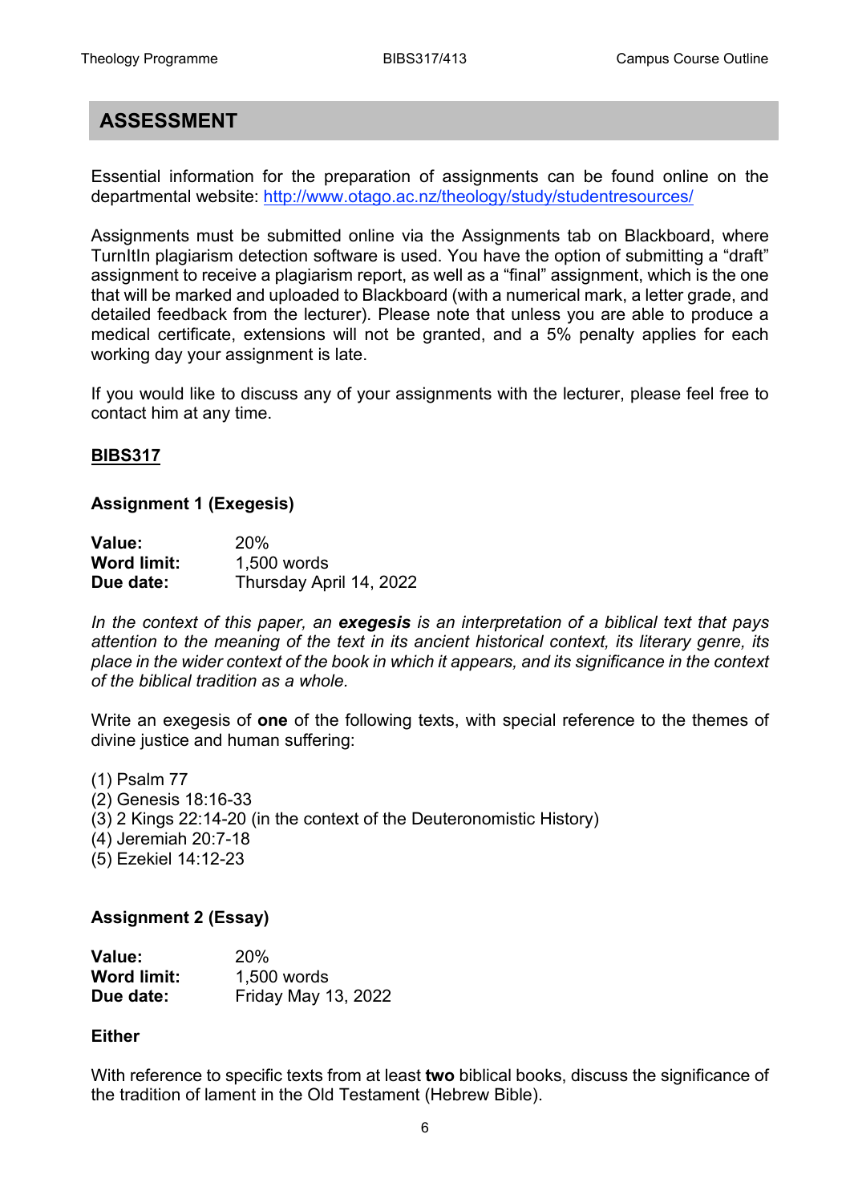## ASSESSMENT

Essential information for the preparation of assignments can be found online on the departmental website: [http://www.otago.ac.nz/theology/study/studentresources/](http://www.otago.ac.nz/theology/study/studentresources/)

Assignments must be submitted online via the Assignments tab on Blackboard, where TurnItIn plagiarism detection software is used. You have the option of submitting a "draft" assignment to receive a plagiarism report, as well as a "final" assignment, which is the one that will be marked and uploaded to Blackboard (with a numerical mark, a letter grade, and detailed feedback from the lecturer). Please note that unless you are able to produce a medical certificate, extensions will not be granted, and a 5% penalty applies for each working day your assignment is late.

If you would like to discuss any of your assignments with the lecturer, please feel free to contact him at any time.

### BIBS317

#### Assignment 1 (Exegesis)

**Value:** 20%
**Word limit:** 1,500 words
**Due date:** Thursday April 14, 2022

*In the context of this paper, an **exegesis** is an interpretation of a biblical text that pays attention to the meaning of the text in its ancient historical context, its literary genre, its place in the wider context of the book in which it appears, and its significance in the context of the biblical tradition as a whole.*

Write an exegesis of **one** of the following texts, with special reference to the themes of divine justice and human suffering:

(1) Psalm 77
(2) Genesis 18:16-33
(3) 2 Kings 22:14-20 (in the context of the Deuteronomistic History)
(4) Jeremiah 20:7-18
(5) Ezekiel 14:12-23

#### Assignment 2 (Essay)

**Value:** 20%
**Word limit:** 1,500 words
**Due date:** Friday May 13, 2022

**Either**

With reference to specific texts from at least **two** biblical books, discuss the significance of the tradition of lament in the Old Testament (Hebrew Bible).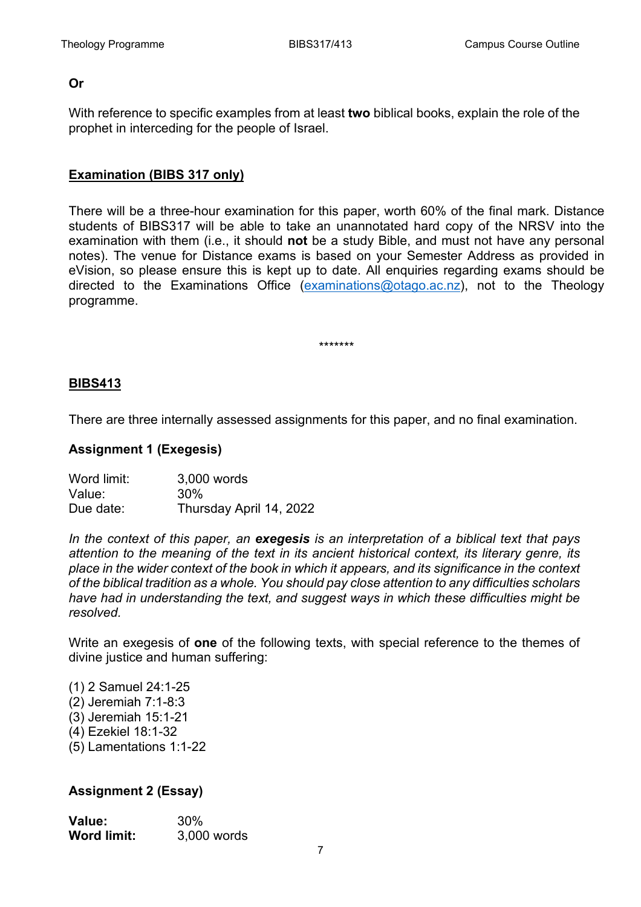**Or**

With reference to specific examples from at least **two** biblical books, explain the role of the prophet in interceding for the people of Israel.

## Examination (BIBS 317 only)

There will be a three-hour examination for this paper, worth 60% of the final mark. Distance students of BIBS317 will be able to take an unannotated hard copy of the NRSV into the examination with them (i.e., it should **not** be a study Bible, and must not have any personal notes). The venue for Distance exams is based on your Semester Address as provided in eVision, so please ensure this is kept up to date. All enquiries regarding exams should be directed to the Examinations Office (examinations@otago.ac.nz), not to the Theology programme.

*******

## BIBS413

There are three internally assessed assignments for this paper, and no final examination.

### Assignment 1 (Exegesis)

Word limit: 3,000 words
Value: 30%
Due date: Thursday April 14, 2022

*In the context of this paper, an **exegesis** is an interpretation of a biblical text that pays attention to the meaning of the text in its ancient historical context, its literary genre, its place in the wider context of the book in which it appears, and its significance in the context of the biblical tradition as a whole. You should pay close attention to any difficulties scholars have had in understanding the text, and suggest ways in which these difficulties might be resolved.*

Write an exegesis of **one** of the following texts, with special reference to the themes of divine justice and human suffering:

(1) 2 Samuel 24:1-25
(2) Jeremiah 7:1-8:3
(3) Jeremiah 15:1-21
(4) Ezekiel 18:1-32
(5) Lamentations 1:1-22

### Assignment 2 (Essay)

**Value:** 30%
**Word limit:** 3,000 words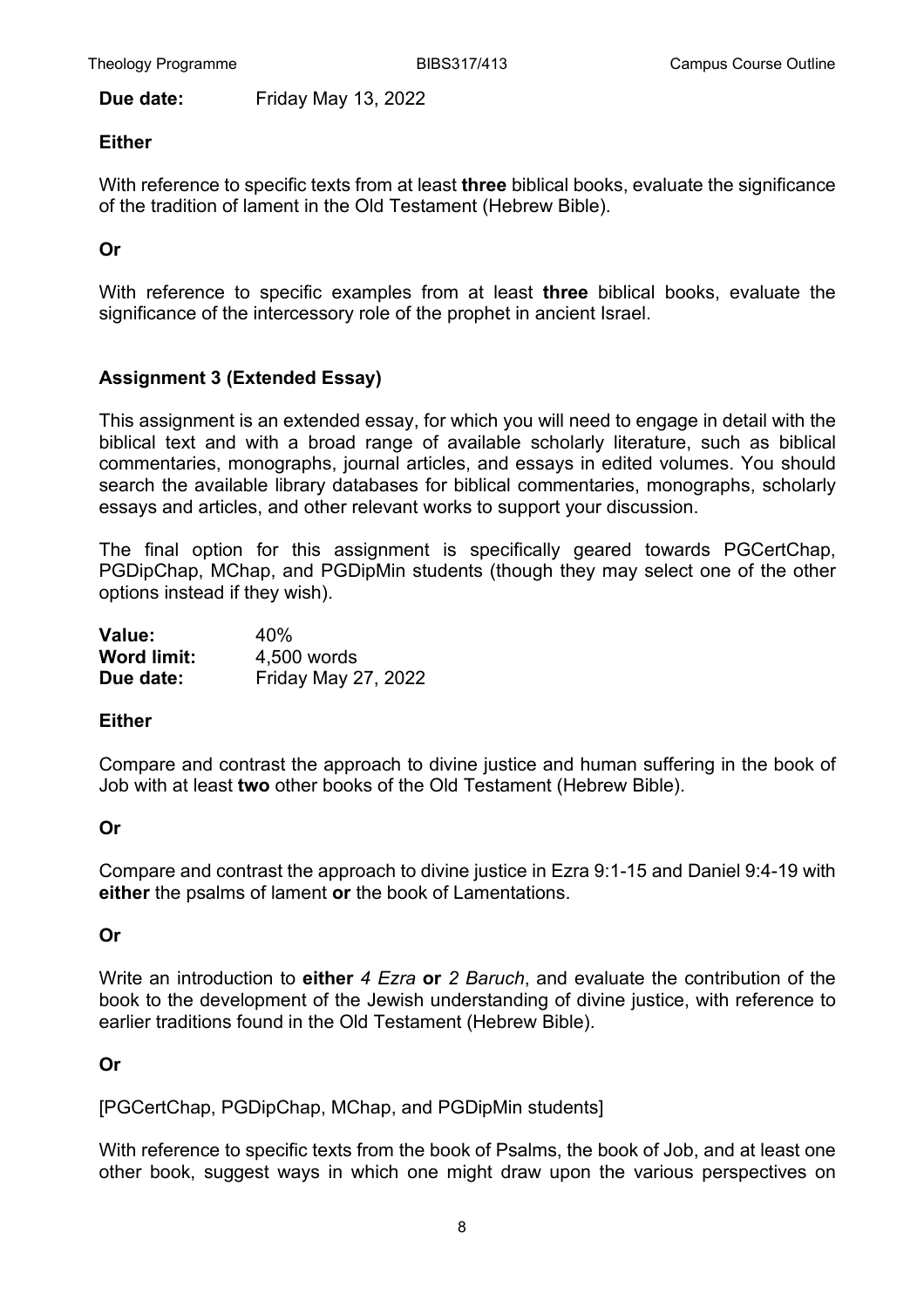**Due date:** Friday May 13, 2022

**Either**

With reference to specific texts from at least **three** biblical books, evaluate the significance of the tradition of lament in the Old Testament (Hebrew Bible).

**Or**

With reference to specific examples from at least **three** biblical books, evaluate the significance of the intercessory role of the prophet in ancient Israel.

### Assignment 3 (Extended Essay)

This assignment is an extended essay, for which you will need to engage in detail with the biblical text and with a broad range of available scholarly literature, such as biblical commentaries, monographs, journal articles, and essays in edited volumes. You should search the available library databases for biblical commentaries, monographs, scholarly essays and articles, and other relevant works to support your discussion.

The final option for this assignment is specifically geared towards PGCertChap, PGDipChap, MChap, and PGDipMin students (though they may select one of the other options instead if they wish).

**Value:** 40%
**Word limit:** 4,500 words
**Due date:** Friday May 27, 2022

**Either**

Compare and contrast the approach to divine justice and human suffering in the book of Job with at least **two** other books of the Old Testament (Hebrew Bible).

**Or**

Compare and contrast the approach to divine justice in Ezra 9:1-15 and Daniel 9:4-19 with **either** the psalms of lament **or** the book of Lamentations.

**Or**

Write an introduction to **either** *4 Ezra* **or** *2 Baruch*, and evaluate the contribution of the book to the development of the Jewish understanding of divine justice, with reference to earlier traditions found in the Old Testament (Hebrew Bible).

**Or**

[PGCertChap, PGDipChap, MChap, and PGDipMin students]

With reference to specific texts from the book of Psalms, the book of Job, and at least one other book, suggest ways in which one might draw upon the various perspectives on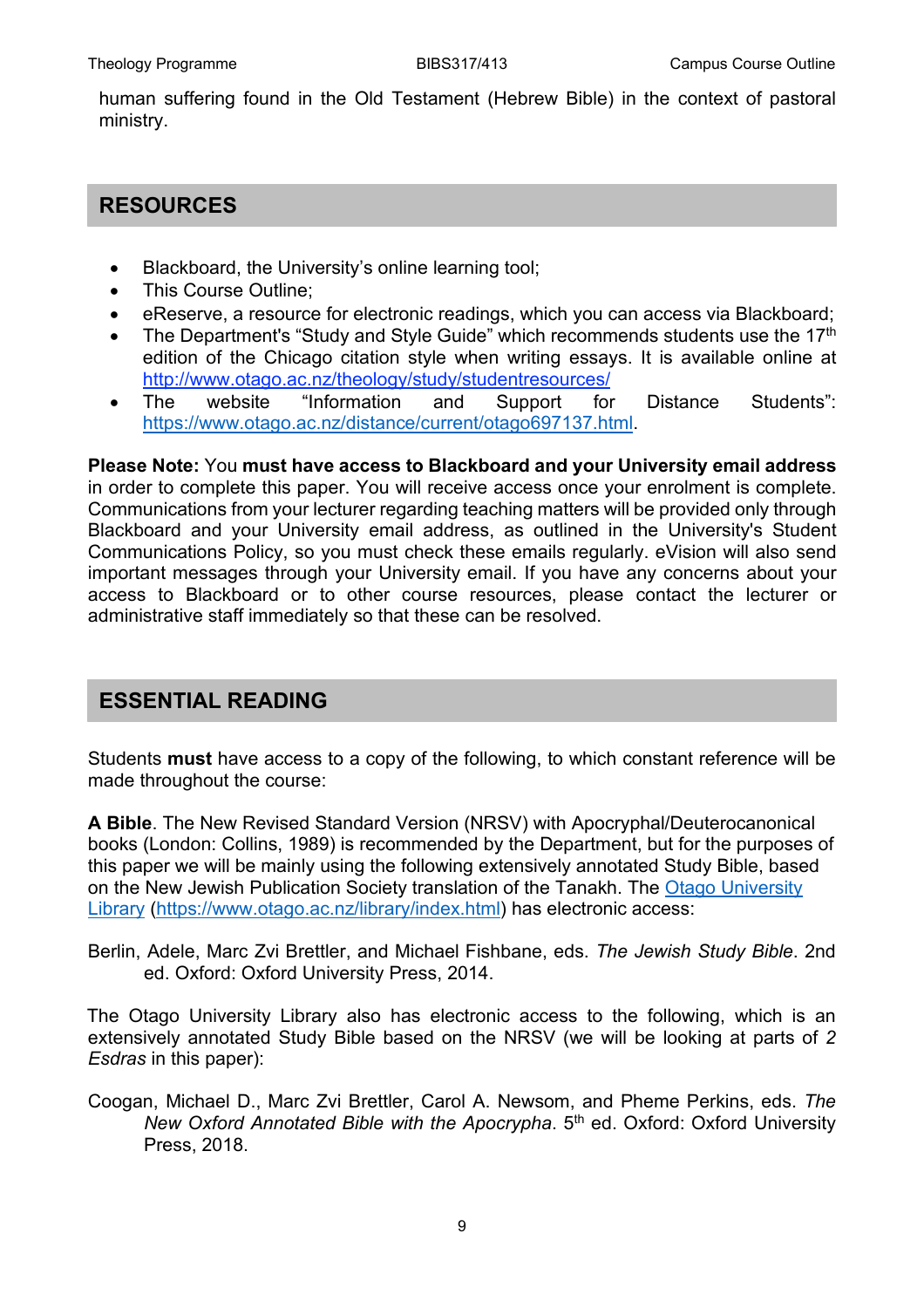human suffering found in the Old Testament (Hebrew Bible) in the context of pastoral ministry.

## RESOURCES

- Blackboard, the University's online learning tool;
- This Course Outline;
- eReserve, a resource for electronic readings, which you can access via Blackboard;
- The Department's "Study and Style Guide" which recommends students use the 17th edition of the Chicago citation style when writing essays. It is available online at http://www.otago.ac.nz/theology/study/studentresources/
- The website "Information and Support for Distance Students": https://www.otago.ac.nz/distance/current/otago697137.html.

**Please Note:** You **must have access to Blackboard and your University email address** in order to complete this paper. You will receive access once your enrolment is complete. Communications from your lecturer regarding teaching matters will be provided only through Blackboard and your University email address, as outlined in the University's Student Communications Policy, so you must check these emails regularly. eVision will also send important messages through your University email. If you have any concerns about your access to Blackboard or to other course resources, please contact the lecturer or administrative staff immediately so that these can be resolved.

## ESSENTIAL READING

Students **must** have access to a copy of the following, to which constant reference will be made throughout the course:

**A Bible**. The New Revised Standard Version (NRSV) with Apocryphal/Deuterocanonical books (London: Collins, 1989) is recommended by the Department, but for the purposes of this paper we will be mainly using the following extensively annotated Study Bible, based on the New Jewish Publication Society translation of the Tanakh. The Otago University Library (https://www.otago.ac.nz/library/index.html) has electronic access:

Berlin, Adele, Marc Zvi Brettler, and Michael Fishbane, eds. *The Jewish Study Bible*. 2nd ed. Oxford: Oxford University Press, 2014.

The Otago University Library also has electronic access to the following, which is an extensively annotated Study Bible based on the NRSV (we will be looking at parts of *2 Esdras* in this paper):

Coogan, Michael D., Marc Zvi Brettler, Carol A. Newsom, and Pheme Perkins, eds. *The New Oxford Annotated Bible with the Apocrypha*. 5th ed. Oxford: Oxford University Press, 2018.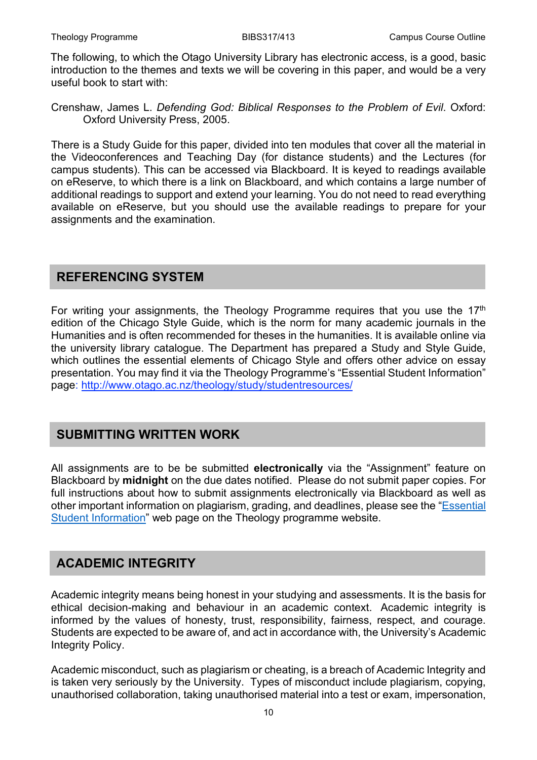The following, to which the Otago University Library has electronic access, is a good, basic introduction to the themes and texts we will be covering in this paper, and would be a very useful book to start with:

Crenshaw, James L. *Defending God: Biblical Responses to the Problem of Evil*. Oxford: Oxford University Press, 2005.

There is a Study Guide for this paper, divided into ten modules that cover all the material in the Videoconferences and Teaching Day (for distance students) and the Lectures (for campus students). This can be accessed via Blackboard. It is keyed to readings available on eReserve, to which there is a link on Blackboard, and which contains a large number of additional readings to support and extend your learning. You do not need to read everything available on eReserve, but you should use the available readings to prepare for your assignments and the examination.

## REFERENCING SYSTEM

For writing your assignments, the Theology Programme requires that you use the 17th edition of the Chicago Style Guide, which is the norm for many academic journals in the Humanities and is often recommended for theses in the humanities. It is available online via the university library catalogue. The Department has prepared a Study and Style Guide, which outlines the essential elements of Chicago Style and offers other advice on essay presentation. You may find it via the Theology Programme's "Essential Student Information" page: [http://www.otago.ac.nz/theology/study/studentresources/](http://www.otago.ac.nz/theology/study/studentresources/)

## SUBMITTING WRITTEN WORK

All assignments are to be be submitted **electronically** via the "Assignment" feature on Blackboard by **midnight** on the due dates notified. Please do not submit paper copies. For full instructions about how to submit assignments electronically via Blackboard as well as other important information on plagiarism, grading, and deadlines, please see the "Essential Student Information" web page on the Theology programme website.

## ACADEMIC INTEGRITY

Academic integrity means being honest in your studying and assessments. It is the basis for ethical decision-making and behaviour in an academic context. Academic integrity is informed by the values of honesty, trust, responsibility, fairness, respect, and courage. Students are expected to be aware of, and act in accordance with, the University's Academic Integrity Policy.

Academic misconduct, such as plagiarism or cheating, is a breach of Academic Integrity and is taken very seriously by the University. Types of misconduct include plagiarism, copying, unauthorised collaboration, taking unauthorised material into a test or exam, impersonation,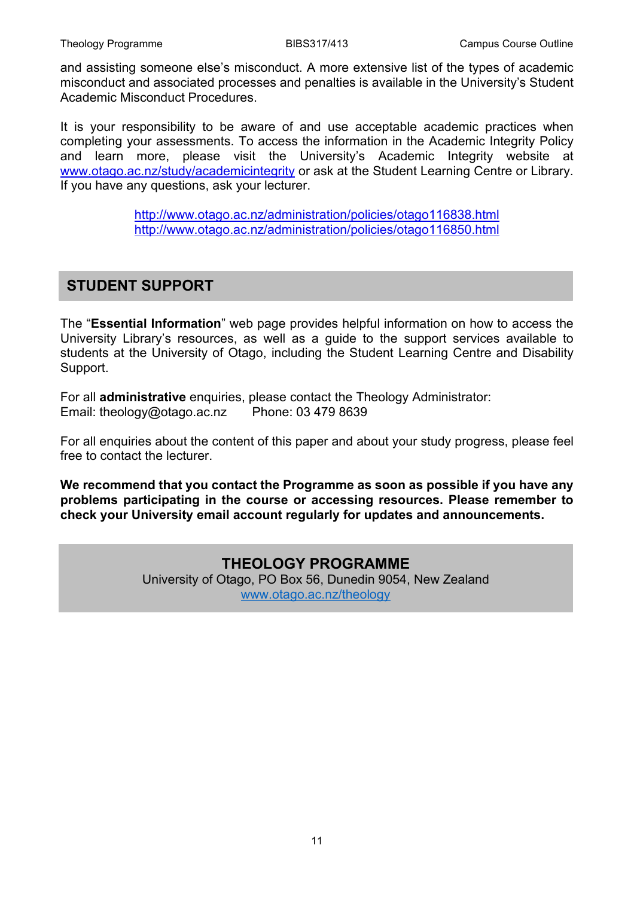and assisting someone else's misconduct. A more extensive list of the types of academic misconduct and associated processes and penalties is available in the University's Student Academic Misconduct Procedures.

It is your responsibility to be aware of and use acceptable academic practices when completing your assessments. To access the information in the Academic Integrity Policy and learn more, please visit the University's Academic Integrity website at www.otago.ac.nz/study/academicintegrity or ask at the Student Learning Centre or Library. If you have any questions, ask your lecturer.

http://www.otago.ac.nz/administration/policies/otago116838.html
http://www.otago.ac.nz/administration/policies/otago116850.html

## STUDENT SUPPORT

The "**Essential Information**" web page provides helpful information on how to access the University Library's resources, as well as a guide to the support services available to students at the University of Otago, including the Student Learning Centre and Disability Support.

For all **administrative** enquiries, please contact the Theology Administrator:
Email: theology@otago.ac.nz  Phone: 03 479 8639

For all enquiries about the content of this paper and about your study progress, please feel free to contact the lecturer.

**We recommend that you contact the Programme as soon as possible if you have any problems participating in the course or accessing resources. Please remember to check your University email account regularly for updates and announcements.**

## THEOLOGY PROGRAMME

University of Otago, PO Box 56, Dunedin 9054, New Zealand
www.otago.ac.nz/theology